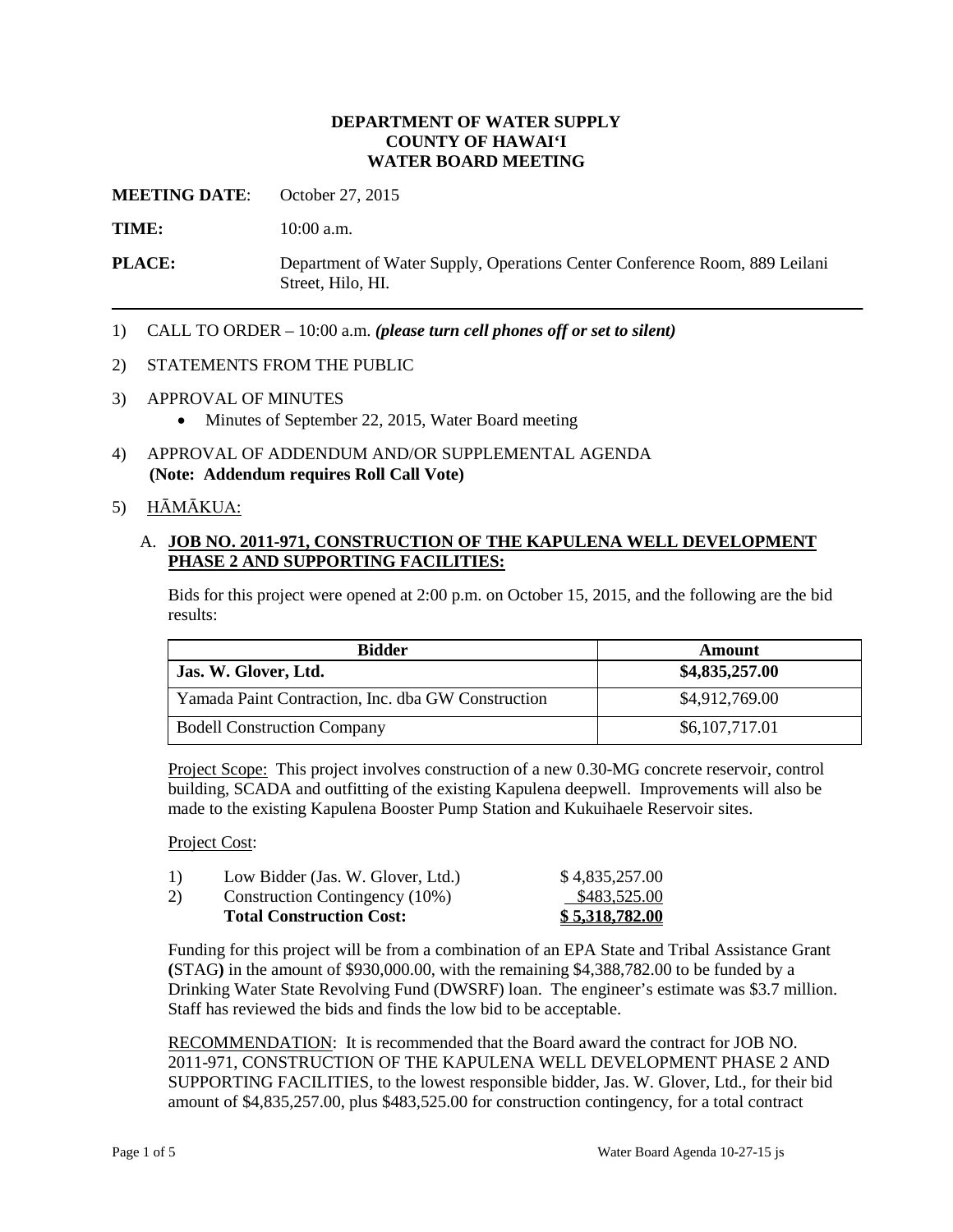**DEPARTMENT OF WATER SUPPLY**
**COUNTY OF HAWAIʻI**
**WATER BOARD MEETING**

**MEETING DATE**: October 27, 2015

**TIME:** 10:00 a.m.

**PLACE:** Department of Water Supply, Operations Center Conference Room, 889 Leilani Street, Hilo, HI.

---

1) CALL TO ORDER – 10:00 a.m. ***(please turn cell phones off or set to silent)***

2) STATEMENTS FROM THE PUBLIC

3) APPROVAL OF MINUTES
   - Minutes of September 22, 2015, Water Board meeting

4) APPROVAL OF ADDENDUM AND/OR SUPPLEMENTAL AGENDA
   **(Note: Addendum requires Roll Call Vote)**

5) HĀMĀKUA:

   A. **JOB NO. 2011-971, CONSTRUCTION OF THE KAPULENA WELL DEVELOPMENT PHASE 2 AND SUPPORTING FACILITIES:**

   Bids for this project were opened at 2:00 p.m. on October 15, 2015, and the following are the bid results:

| Bidder | Amount |
|---|---|
| **Jas. W. Glover, Ltd.** | **$4,835,257.00** |
| Yamada Paint Contraction, Inc. dba GW Construction | $4,912,769.00 |
| Bodell Construction Company | $6,107,717.01 |

   Project Scope: This project involves construction of a new 0.30-MG concrete reservoir, control building, SCADA and outfitting of the existing Kapulena deepwell. Improvements will also be made to the existing Kapulena Booster Pump Station and Kukuihaele Reservoir sites.

   Project Cost:

| | | |
|---|---|---|
| 1) | Low Bidder (Jas. W. Glover, Ltd.) | $ 4,835,257.00 |
| 2) | Construction Contingency (10%) | $483,525.00 |
| | **Total Construction Cost:** | **$ 5,318,782.00** |

   Funding for this project will be from a combination of an EPA State and Tribal Assistance Grant **(**STAG**)** in the amount of $930,000.00, with the remaining $4,388,782.00 to be funded by a Drinking Water State Revolving Fund (DWSRF) loan. The engineer's estimate was $3.7 million. Staff has reviewed the bids and finds the low bid to be acceptable.

   RECOMMENDATION: It is recommended that the Board award the contract for JOB NO. 2011-971, CONSTRUCTION OF THE KAPULENA WELL DEVELOPMENT PHASE 2 AND SUPPORTING FACILITIES, to the lowest responsible bidder, Jas. W. Glover, Ltd., for their bid amount of $4,835,257.00, plus $483,525.00 for construction contingency, for a total contract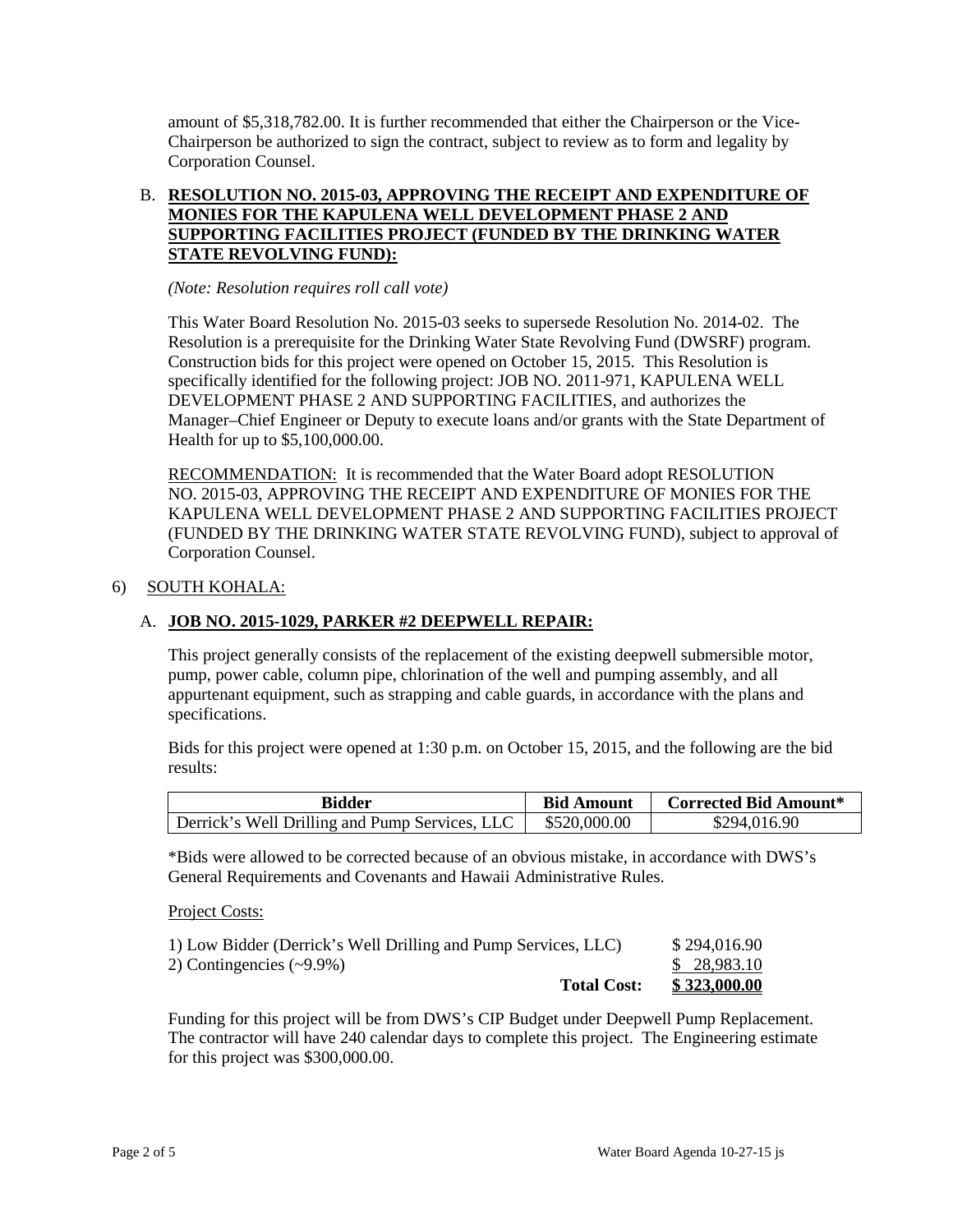amount of $5,318,782.00. It is further recommended that either the Chairperson or the Vice-Chairperson be authorized to sign the contract, subject to review as to form and legality by Corporation Counsel.

B. **RESOLUTION NO. 2015-03, APPROVING THE RECEIPT AND EXPENDITURE OF MONIES FOR THE KAPULENA WELL DEVELOPMENT PHASE 2 AND SUPPORTING FACILITIES PROJECT (FUNDED BY THE DRINKING WATER STATE REVOLVING FUND):**

*(Note: Resolution requires roll call vote)*

This Water Board Resolution No. 2015-03 seeks to supersede Resolution No. 2014-02. The Resolution is a prerequisite for the Drinking Water State Revolving Fund (DWSRF) program. Construction bids for this project were opened on October 15, 2015. This Resolution is specifically identified for the following project: JOB NO. 2011-971, KAPULENA WELL DEVELOPMENT PHASE 2 AND SUPPORTING FACILITIES, and authorizes the Manager–Chief Engineer or Deputy to execute loans and/or grants with the State Department of Health for up to $5,100,000.00.

RECOMMENDATION: It is recommended that the Water Board adopt RESOLUTION NO. 2015-03, APPROVING THE RECEIPT AND EXPENDITURE OF MONIES FOR THE KAPULENA WELL DEVELOPMENT PHASE 2 AND SUPPORTING FACILITIES PROJECT (FUNDED BY THE DRINKING WATER STATE REVOLVING FUND), subject to approval of Corporation Counsel.

6) SOUTH KOHALA:

A. **JOB NO. 2015-1029, PARKER #2 DEEPWELL REPAIR:**

This project generally consists of the replacement of the existing deepwell submersible motor, pump, power cable, column pipe, chlorination of the well and pumping assembly, and all appurtenant equipment, such as strapping and cable guards, in accordance with the plans and specifications.

Bids for this project were opened at 1:30 p.m. on October 15, 2015, and the following are the bid results:

| Bidder | Bid Amount | Corrected Bid Amount* |
|---|---|---|
| Derrick's Well Drilling and Pump Services, LLC | $520,000.00 | $294,016.90 |

*Bids were allowed to be corrected because of an obvious mistake, in accordance with DWS's General Requirements and Covenants and Hawaii Administrative Rules.

Project Costs:

| | |
|---|---|
| 1) Low Bidder (Derrick's Well Drilling and Pump Services, LLC) | $ 294,016.90 |
| 2) Contingencies (~9.9%) | $ 28,983.10 |
| **Total Cost:** | **$ 323,000.00** |

Funding for this project will be from DWS's CIP Budget under Deepwell Pump Replacement. The contractor will have 240 calendar days to complete this project. The Engineering estimate for this project was $300,000.00.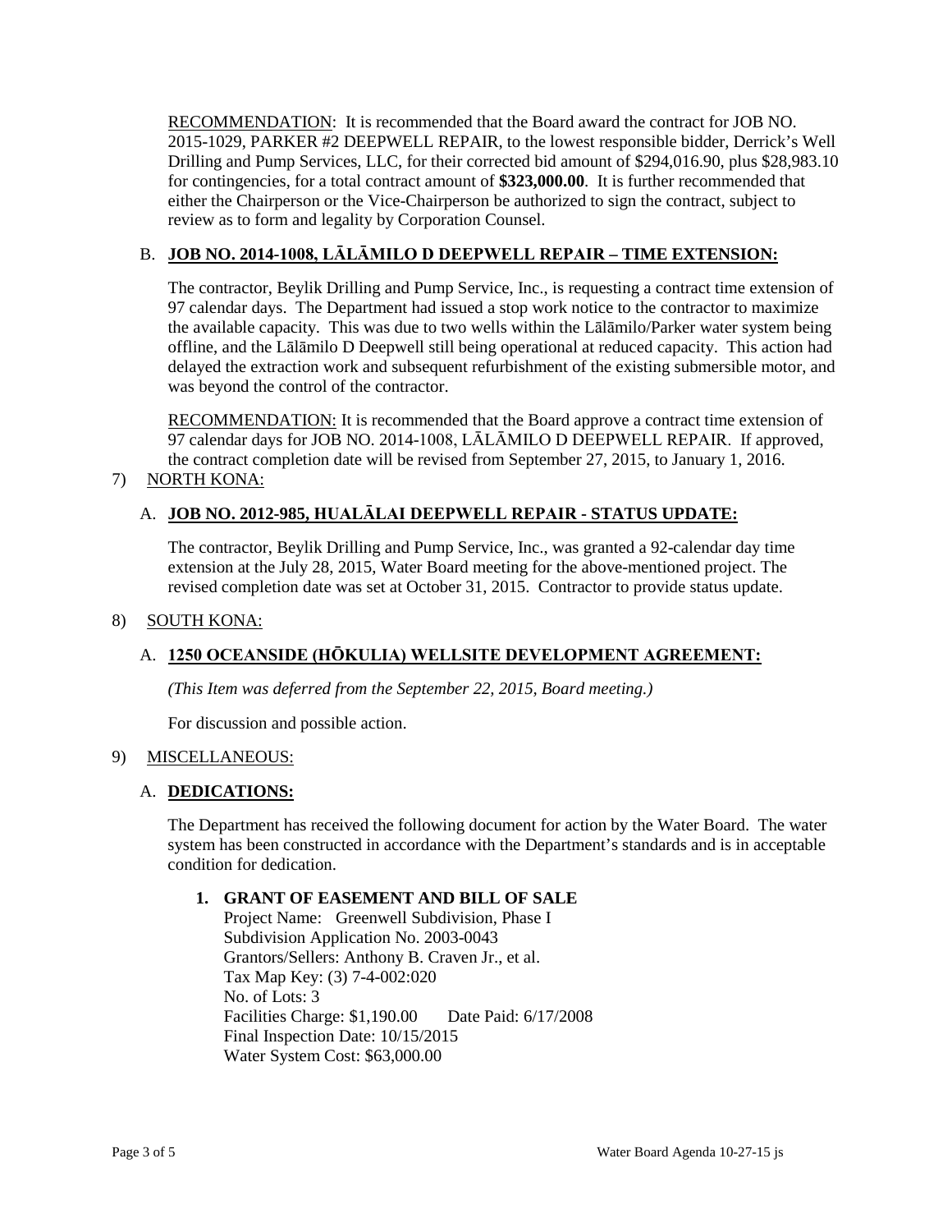RECOMMENDATION: It is recommended that the Board award the contract for JOB NO. 2015-1029, PARKER #2 DEEPWELL REPAIR, to the lowest responsible bidder, Derrick's Well Drilling and Pump Services, LLC, for their corrected bid amount of $294,016.90, plus $28,983.10 for contingencies, for a total contract amount of **$323,000.00**. It is further recommended that either the Chairperson or the Vice-Chairperson be authorized to sign the contract, subject to review as to form and legality by Corporation Counsel.

B. **JOB NO. 2014-1008, LĀLĀMILO D DEEPWELL REPAIR – TIME EXTENSION:**

The contractor, Beylik Drilling and Pump Service, Inc., is requesting a contract time extension of 97 calendar days. The Department had issued a stop work notice to the contractor to maximize the available capacity. This was due to two wells within the Lālāmilo/Parker water system being offline, and the Lālāmilo D Deepwell still being operational at reduced capacity. This action had delayed the extraction work and subsequent refurbishment of the existing submersible motor, and was beyond the control of the contractor.

RECOMMENDATION: It is recommended that the Board approve a contract time extension of 97 calendar days for JOB NO. 2014-1008, LĀLĀMILO D DEEPWELL REPAIR. If approved, the contract completion date will be revised from September 27, 2015, to January 1, 2016.

7) NORTH KONA:

A. **JOB NO. 2012-985, HUALĀLAI DEEPWELL REPAIR - STATUS UPDATE:**

The contractor, Beylik Drilling and Pump Service, Inc., was granted a 92-calendar day time extension at the July 28, 2015, Water Board meeting for the above-mentioned project. The revised completion date was set at October 31, 2015. Contractor to provide status update.

8) SOUTH KONA:

A. **1250 OCEANSIDE (HŌKULIA) WELLSITE DEVELOPMENT AGREEMENT:**

*(This Item was deferred from the September 22, 2015, Board meeting.)*

For discussion and possible action.

9) MISCELLANEOUS:

A. **DEDICATIONS:**

The Department has received the following document for action by the Water Board. The water system has been constructed in accordance with the Department's standards and is in acceptable condition for dedication.

1. **GRANT OF EASEMENT AND BILL OF SALE**
   Project Name: Greenwell Subdivision, Phase I
   Subdivision Application No. 2003-0043
   Grantors/Sellers: Anthony B. Craven Jr., et al.
   Tax Map Key: (3) 7-4-002:020
   No. of Lots: 3
   Facilities Charge: $1,190.00 Date Paid: 6/17/2008
   Final Inspection Date: 10/15/2015
   Water System Cost: $63,000.00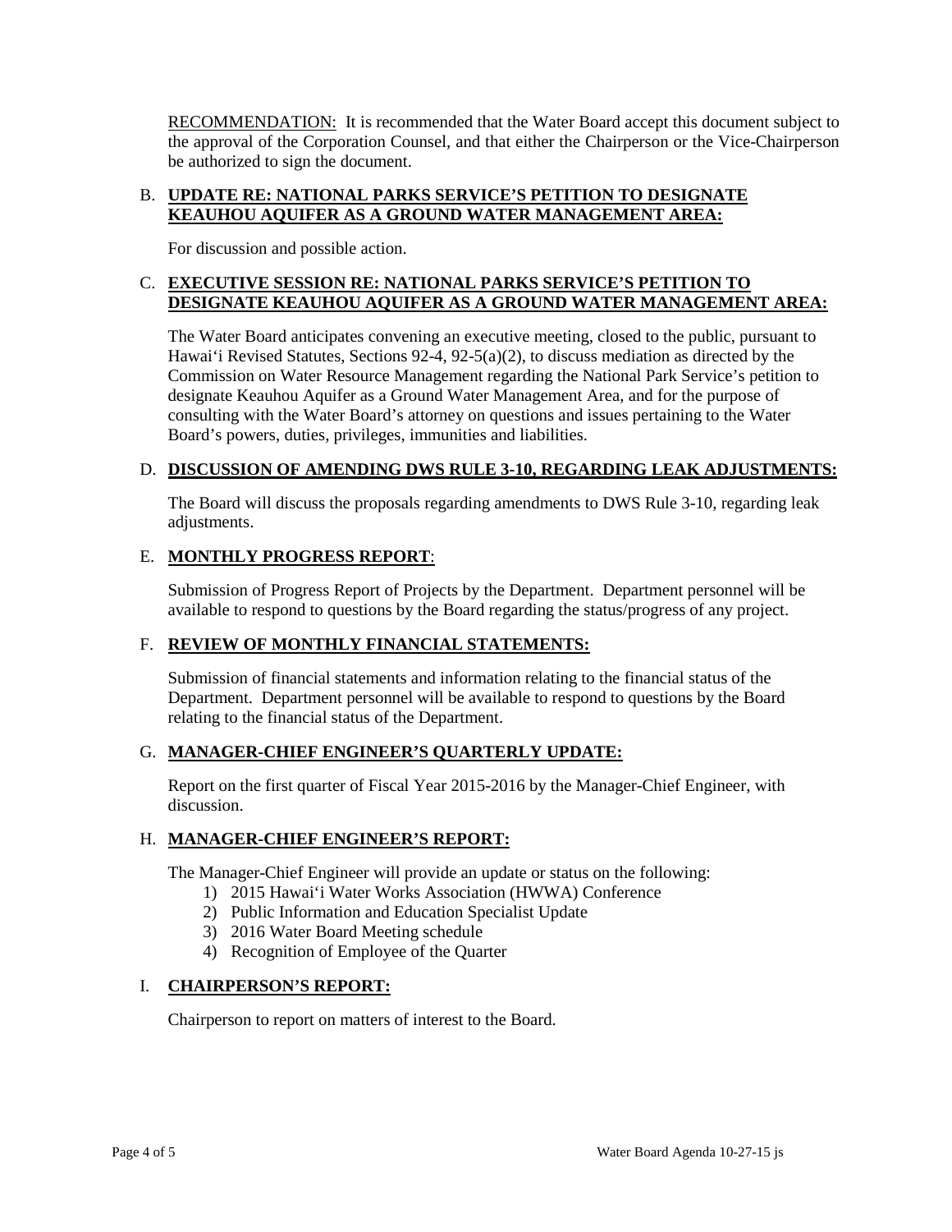RECOMMENDATION: It is recommended that the Water Board accept this document subject to the approval of the Corporation Counsel, and that either the Chairperson or the Vice-Chairperson be authorized to sign the document.

B. **UPDATE RE: NATIONAL PARKS SERVICE'S PETITION TO DESIGNATE KEAUHOU AQUIFER AS A GROUND WATER MANAGEMENT AREA:**

For discussion and possible action.

C. **EXECUTIVE SESSION RE: NATIONAL PARKS SERVICE'S PETITION TO DESIGNATE KEAUHOU AQUIFER AS A GROUND WATER MANAGEMENT AREA:**

The Water Board anticipates convening an executive meeting, closed to the public, pursuant to Hawai'i Revised Statutes, Sections 92-4, 92-5(a)(2), to discuss mediation as directed by the Commission on Water Resource Management regarding the National Park Service's petition to designate Keauhou Aquifer as a Ground Water Management Area, and for the purpose of consulting with the Water Board's attorney on questions and issues pertaining to the Water Board's powers, duties, privileges, immunities and liabilities.

D. **DISCUSSION OF AMENDING DWS RULE 3-10, REGARDING LEAK ADJUSTMENTS:**

The Board will discuss the proposals regarding amendments to DWS Rule 3-10, regarding leak adjustments.

E. **MONTHLY PROGRESS REPORT**:

Submission of Progress Report of Projects by the Department. Department personnel will be available to respond to questions by the Board regarding the status/progress of any project.

F. **REVIEW OF MONTHLY FINANCIAL STATEMENTS:**

Submission of financial statements and information relating to the financial status of the Department. Department personnel will be available to respond to questions by the Board relating to the financial status of the Department.

G. **MANAGER-CHIEF ENGINEER'S QUARTERLY UPDATE:**

Report on the first quarter of Fiscal Year 2015-2016 by the Manager-Chief Engineer, with discussion.

H. **MANAGER-CHIEF ENGINEER'S REPORT:**

The Manager-Chief Engineer will provide an update or status on the following:

1) 2015 Hawai'i Water Works Association (HWWA) Conference
2) Public Information and Education Specialist Update
3) 2016 Water Board Meeting schedule
4) Recognition of Employee of the Quarter

I. **CHAIRPERSON'S REPORT:**

Chairperson to report on matters of interest to the Board.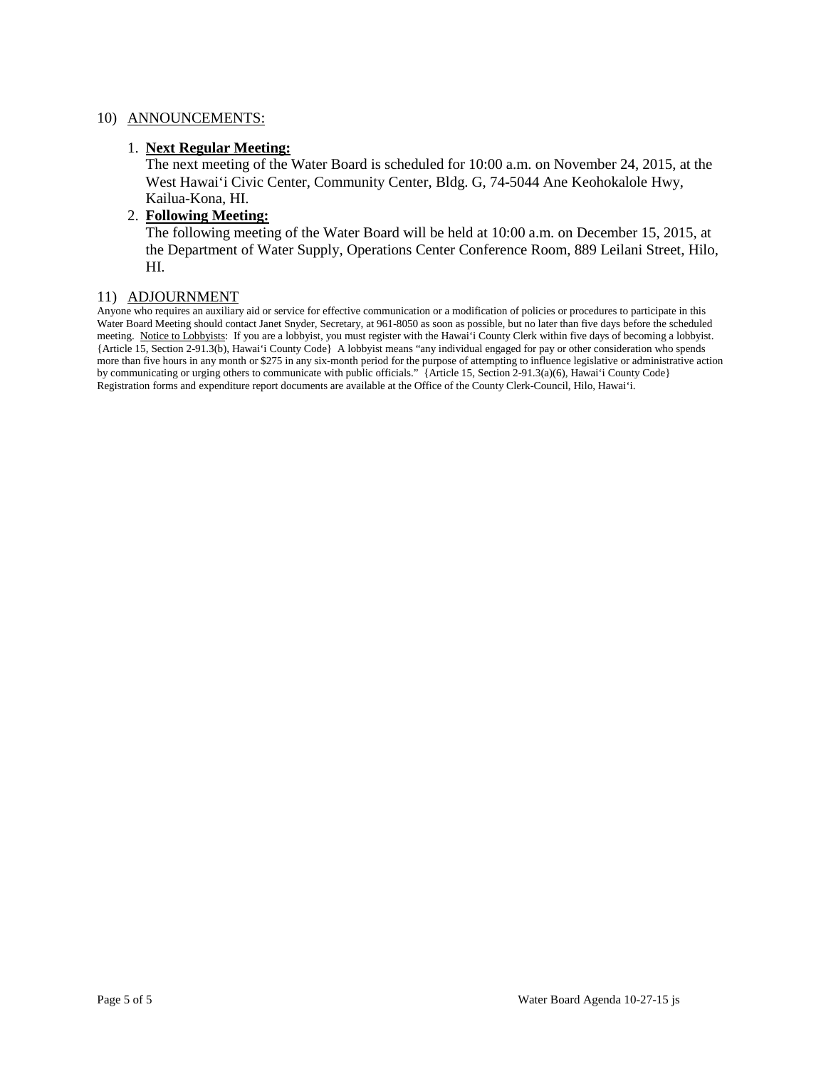10) <u>ANNOUNCEMENTS:</u>

1. **<u>Next Regular Meeting:</u>**
   The next meeting of the Water Board is scheduled for 10:00 a.m. on November 24, 2015, at the West Hawai‘i Civic Center, Community Center, Bldg. G, 74-5044 Ane Keohokalole Hwy, Kailua-Kona, HI.
2. **<u>Following Meeting:</u>**
   The following meeting of the Water Board will be held at 10:00 a.m. on December 15, 2015, at the Department of Water Supply, Operations Center Conference Room, 889 Leilani Street, Hilo, HI.

11) <u>ADJOURNMENT</u>

Anyone who requires an auxiliary aid or service for effective communication or a modification of policies or procedures to participate in this Water Board Meeting should contact Janet Snyder, Secretary, at 961-8050 as soon as possible, but no later than five days before the scheduled meeting. <u>Notice to Lobbyists</u>: If you are a lobbyist, you must register with the Hawai‘i County Clerk within five days of becoming a lobbyist. {Article 15, Section 2-91.3(b), Hawai‘i County Code} A lobbyist means “any individual engaged for pay or other consideration who spends more than five hours in any month or $275 in any six-month period for the purpose of attempting to influence legislative or administrative action by communicating or urging others to communicate with public officials.” {Article 15, Section 2-91.3(a)(6), Hawai‘i County Code} Registration forms and expenditure report documents are available at the Office of the County Clerk-Council, Hilo, Hawai‘i.